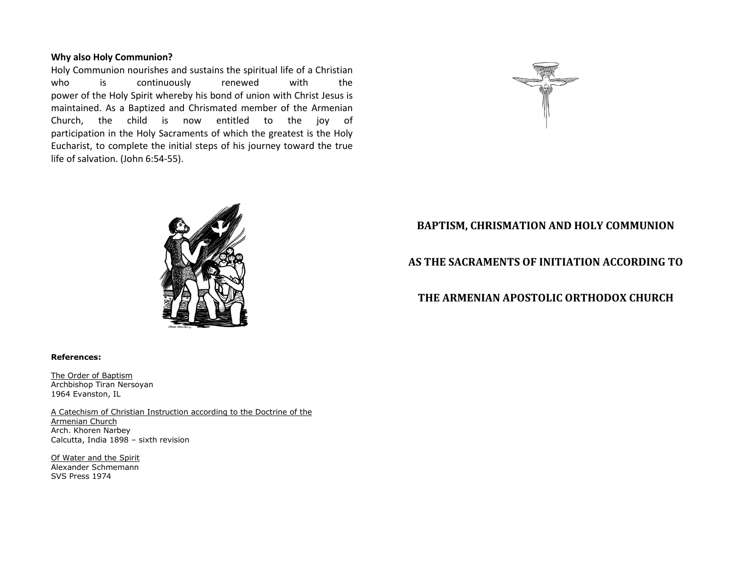### Why also Holy Communion?

Holy Communion nourishes and sustains the spiritual life of a Christian who is continuously renewed with the power of the Holy Spirit whereby his bond of union with Christ Jesus is maintained. As a Baptized and Chrismated member of the Armenian Church, the child is now entitled to the joy of participation in the Holy Sacraments of which the greatest is the Holy Eucharist, to complete the initial steps of his journey toward the true life of salvation. (John 6:54-55).

**References:**

The Order of Baptism
Archbishop Tiran Nersoyan
1964 Evanston, IL

A Catechism of Christian Instruction according to the Doctrine of the Armenian Church
Arch. Khoren Narbey
Calcutta, India 1898 – sixth revision

Of Water and the Spirit
Alexander Schmemann
SVS Press 1974

# BAPTISM, CHRISMATION AND HOLY COMMUNION

# AS THE SACRAMENTS OF INITIATION ACCORDING TO

# THE ARMENIAN APOSTOLIC ORTHODOX CHURCH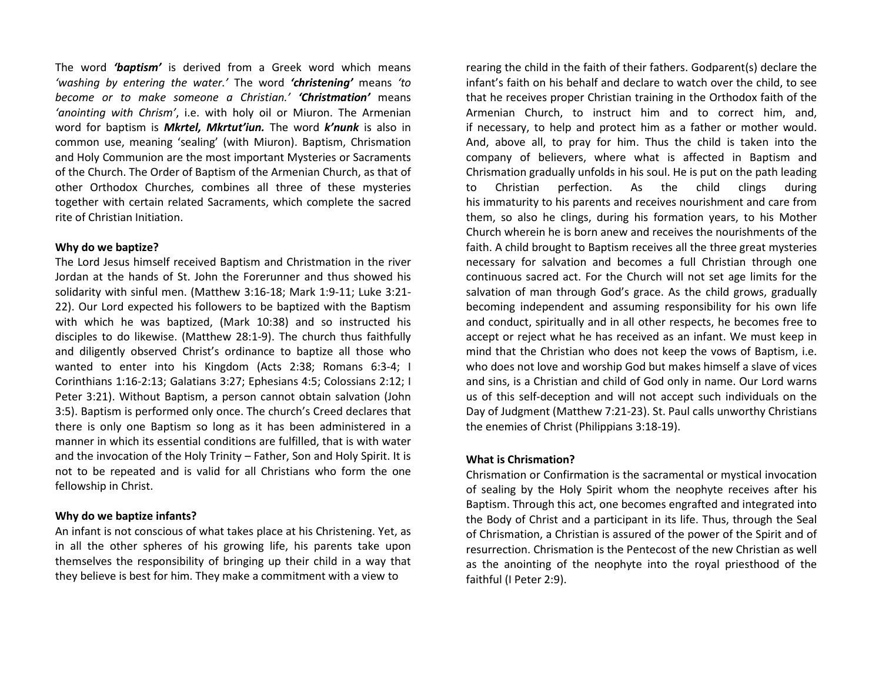The word ***'baptism'*** is derived from a Greek word which means *'washing by entering the water.'* The word ***'christening'*** means *'to become or to make someone a Christian.'* ***'Christmation'*** means *'anointing with Chrism'*, i.e. with holy oil or Miuron. The Armenian word for baptism is ***Mkrtel, Mkrtut'iun.*** The word ***k'nunk*** is also in common use, meaning 'sealing' (with Miuron). Baptism, Chrismation and Holy Communion are the most important Mysteries or Sacraments of the Church. The Order of Baptism of the Armenian Church, as that of other Orthodox Churches, combines all three of these mysteries together with certain related Sacraments, which complete the sacred rite of Christian Initiation.

**Why do we baptize?**

The Lord Jesus himself received Baptism and Christmation in the river Jordan at the hands of St. John the Forerunner and thus showed his solidarity with sinful men. (Matthew 3:16-18; Mark 1:9-11; Luke 3:21-22). Our Lord expected his followers to be baptized with the Baptism with which he was baptized, (Mark 10:38) and so instructed his disciples to do likewise. (Matthew 28:1-9). The church thus faithfully and diligently observed Christ's ordinance to baptize all those who wanted to enter into his Kingdom (Acts 2:38; Romans 6:3-4; I Corinthians 1:16-2:13; Galatians 3:27; Ephesians 4:5; Colossians 2:12; I Peter 3:21). Without Baptism, a person cannot obtain salvation (John 3:5). Baptism is performed only once. The church's Creed declares that there is only one Baptism so long as it has been administered in a manner in which its essential conditions are fulfilled, that is with water and the invocation of the Holy Trinity – Father, Son and Holy Spirit. It is not to be repeated and is valid for all Christians who form the one fellowship in Christ.

**Why do we baptize infants?**

An infant is not conscious of what takes place at his Christening. Yet, as in all the other spheres of his growing life, his parents take upon themselves the responsibility of bringing up their child in a way that they believe is best for him. They make a commitment with a view to rearing the child in the faith of their fathers. Godparent(s) declare the infant's faith on his behalf and declare to watch over the child, to see that he receives proper Christian training in the Orthodox faith of the Armenian Church, to instruct him and to correct him, and, if necessary, to help and protect him as a father or mother would. And, above all, to pray for him. Thus the child is taken into the company of believers, where what is affected in Baptism and Chrismation gradually unfolds in his soul. He is put on the path leading to Christian perfection. As the child clings during his immaturity to his parents and receives nourishment and care from them, so also he clings, during his formation years, to his Mother Church wherein he is born anew and receives the nourishments of the faith. A child brought to Baptism receives all the three great mysteries necessary for salvation and becomes a full Christian through one continuous sacred act. For the Church will not set age limits for the salvation of man through God's grace. As the child grows, gradually becoming independent and assuming responsibility for his own life and conduct, spiritually and in all other respects, he becomes free to accept or reject what he has received as an infant. We must keep in mind that the Christian who does not keep the vows of Baptism, i.e. who does not love and worship God but makes himself a slave of vices and sins, is a Christian and child of God only in name. Our Lord warns us of this self-deception and will not accept such individuals on the Day of Judgment (Matthew 7:21-23). St. Paul calls unworthy Christians the enemies of Christ (Philippians 3:18-19).

**What is Chrismation?**

Chrismation or Confirmation is the sacramental or mystical invocation of sealing by the Holy Spirit whom the neophyte receives after his Baptism. Through this act, one becomes engrafted and integrated into the Body of Christ and a participant in its life. Thus, through the Seal of Chrismation, a Christian is assured of the power of the Spirit and of resurrection. Chrismation is the Pentecost of the new Christian as well as the anointing of the neophyte into the royal priesthood of the faithful (I Peter 2:9).